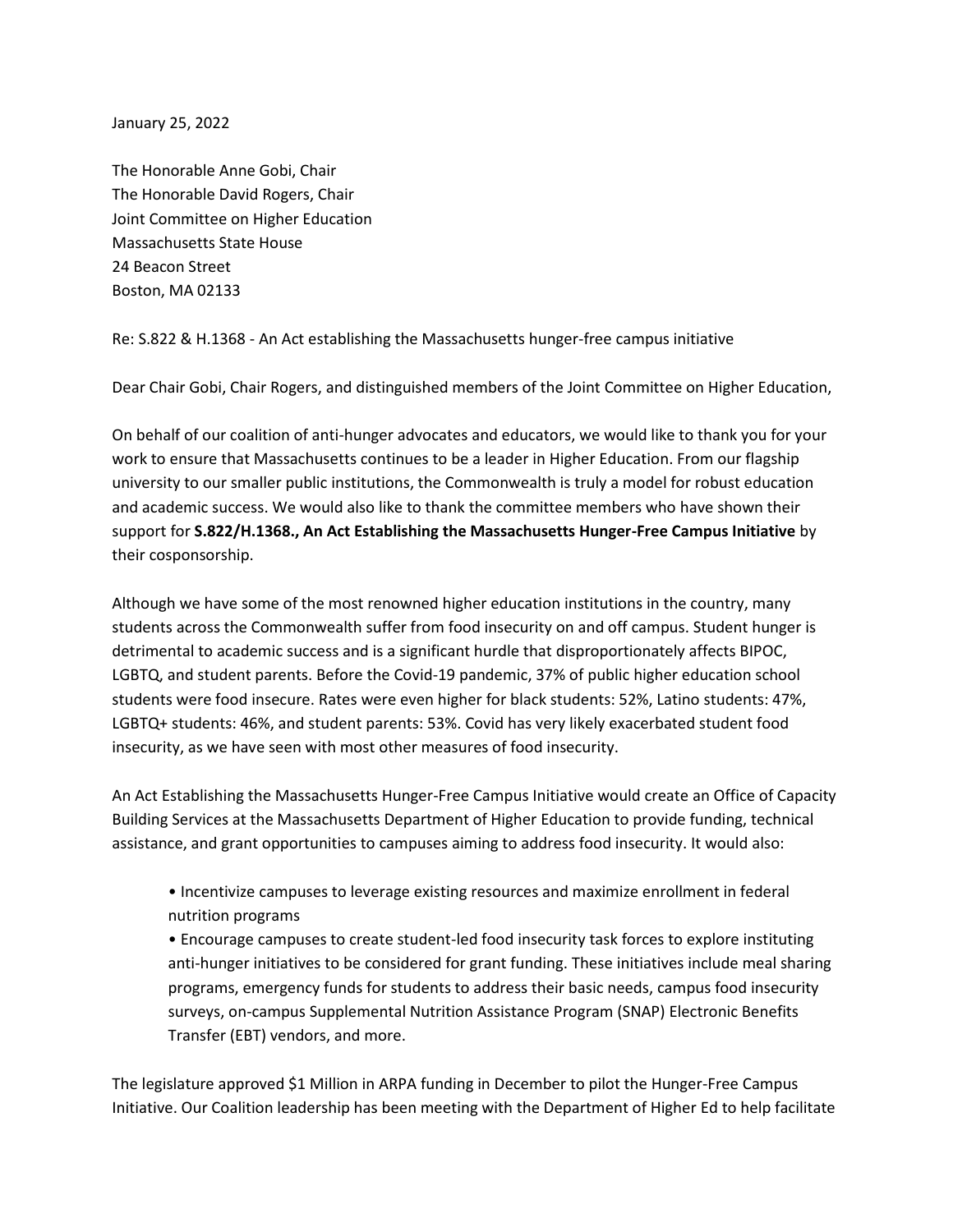January 25, 2022

The Honorable Anne Gobi, Chair
The Honorable David Rogers, Chair
Joint Committee on Higher Education
Massachusetts State House
24 Beacon Street
Boston, MA 02133

Re: S.822 & H.1368 - An Act establishing the Massachusetts hunger-free campus initiative

Dear Chair Gobi, Chair Rogers, and distinguished members of the Joint Committee on Higher Education,

On behalf of our coalition of anti-hunger advocates and educators, we would like to thank you for your work to ensure that Massachusetts continues to be a leader in Higher Education. From our flagship university to our smaller public institutions, the Commonwealth is truly a model for robust education and academic success. We would also like to thank the committee members who have shown their support for **S.822/H.1368., An Act Establishing the Massachusetts Hunger-Free Campus Initiative** by their cosponsorship.

Although we have some of the most renowned higher education institutions in the country, many students across the Commonwealth suffer from food insecurity on and off campus. Student hunger is detrimental to academic success and is a significant hurdle that disproportionately affects BIPOC, LGBTQ, and student parents. Before the Covid-19 pandemic, 37% of public higher education school students were food insecure. Rates were even higher for black students: 52%, Latino students: 47%, LGBTQ+ students: 46%, and student parents: 53%. Covid has very likely exacerbated student food insecurity, as we have seen with most other measures of food insecurity.

An Act Establishing the Massachusetts Hunger-Free Campus Initiative would create an Office of Capacity Building Services at the Massachusetts Department of Higher Education to provide funding, technical assistance, and grant opportunities to campuses aiming to address food insecurity. It would also:

- Incentivize campuses to leverage existing resources and maximize enrollment in federal nutrition programs
- Encourage campuses to create student-led food insecurity task forces to explore instituting anti-hunger initiatives to be considered for grant funding. These initiatives include meal sharing programs, emergency funds for students to address their basic needs, campus food insecurity surveys, on-campus Supplemental Nutrition Assistance Program (SNAP) Electronic Benefits Transfer (EBT) vendors, and more.

The legislature approved $1 Million in ARPA funding in December to pilot the Hunger-Free Campus Initiative. Our Coalition leadership has been meeting with the Department of Higher Ed to help facilitate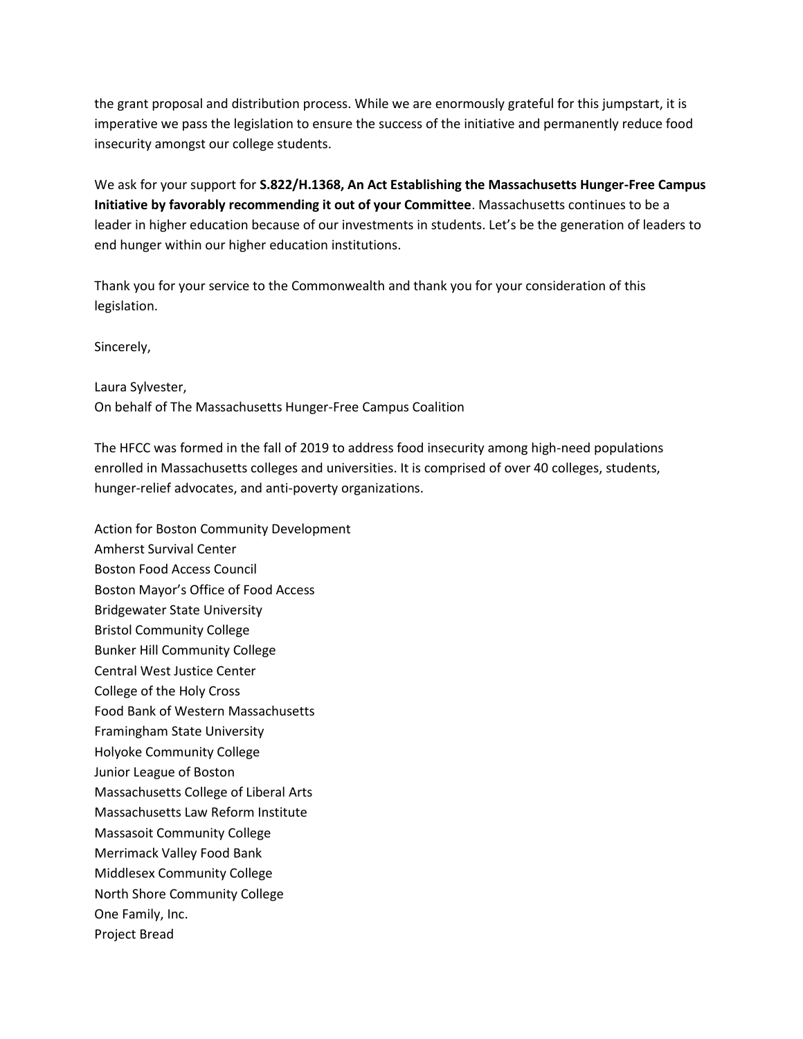the grant proposal and distribution process. While we are enormously grateful for this jumpstart, it is imperative we pass the legislation to ensure the success of the initiative and permanently reduce food insecurity amongst our college students.

We ask for your support for **S.822/H.1368, An Act Establishing the Massachusetts Hunger-Free Campus Initiative by favorably recommending it out of your Committee**. Massachusetts continues to be a leader in higher education because of our investments in students. Let's be the generation of leaders to end hunger within our higher education institutions.

Thank you for your service to the Commonwealth and thank you for your consideration of this legislation.

Sincerely,

Laura Sylvester,
On behalf of The Massachusetts Hunger-Free Campus Coalition

The HFCC was formed in the fall of 2019 to address food insecurity among high-need populations enrolled in Massachusetts colleges and universities. It is comprised of over 40 colleges, students, hunger-relief advocates, and anti-poverty organizations.

Action for Boston Community Development
Amherst Survival Center
Boston Food Access Council
Boston Mayor's Office of Food Access
Bridgewater State University
Bristol Community College
Bunker Hill Community College
Central West Justice Center
College of the Holy Cross
Food Bank of Western Massachusetts
Framingham State University
Holyoke Community College
Junior League of Boston
Massachusetts College of Liberal Arts
Massachusetts Law Reform Institute
Massasoit Community College
Merrimack Valley Food Bank
Middlesex Community College
North Shore Community College
One Family, Inc.
Project Bread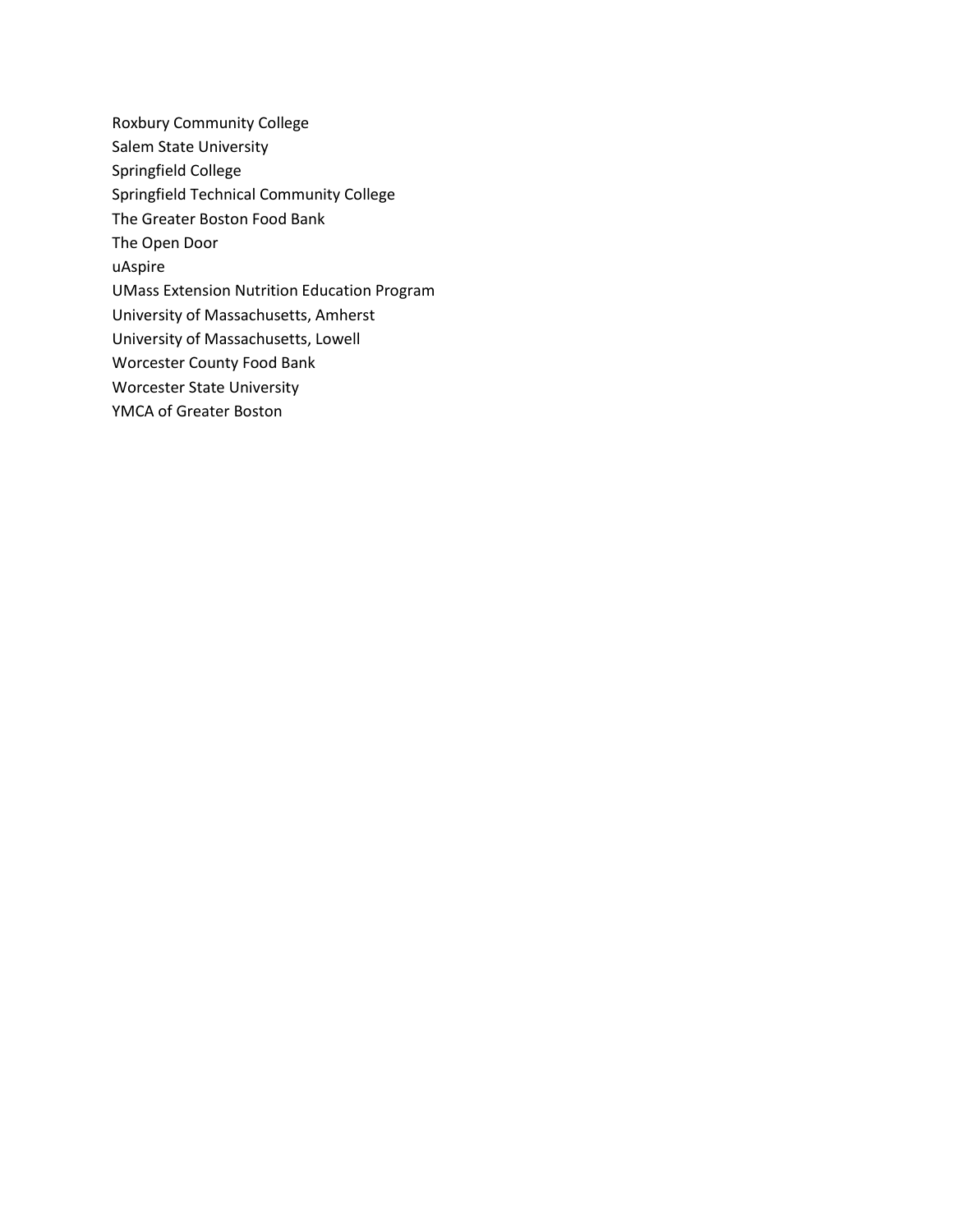Roxbury Community College
Salem State University
Springfield College
Springfield Technical Community College
The Greater Boston Food Bank
The Open Door
uAspire
UMass Extension Nutrition Education Program
University of Massachusetts, Amherst
University of Massachusetts, Lowell
Worcester County Food Bank
Worcester State University
YMCA of Greater Boston